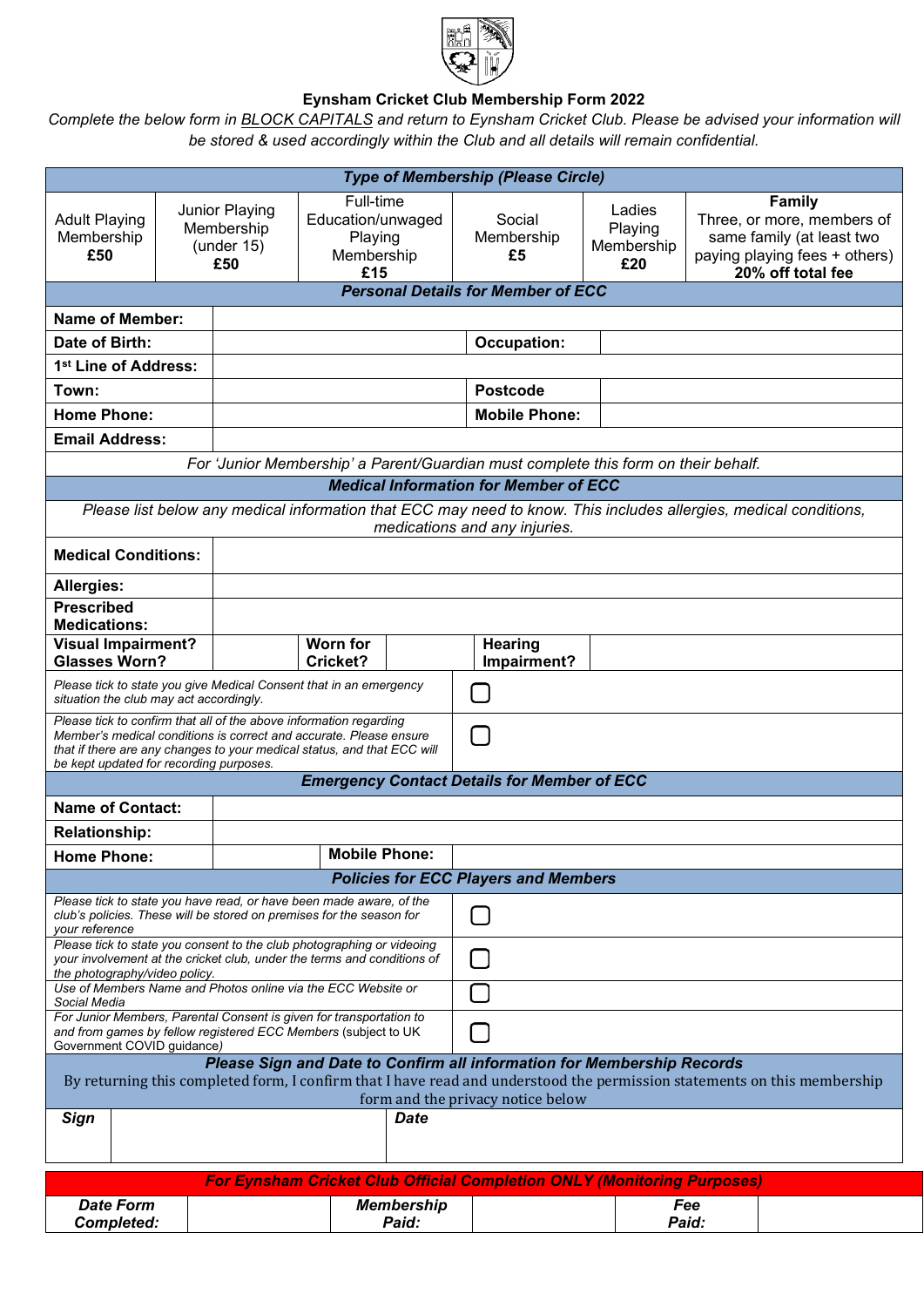# Eynsham Cricket Club Membership Form 2022

*Complete the below form in BLOCK CAPITALS and return to Eynsham Cricket Club. Please be advised your information will be stored & used accordingly within the Club and all details will remain confidential.*

| ***Type of Membership (Please Circle)*** | | | | | |
|---|---|---|---|---|---|
| Adult Playing Membership **£50** | Junior Playing Membership (under 15) **£50** | Full-time Education/unwaged Playing Membership **£15** | Social Membership **£5** | Ladies Playing Membership **£20** | **Family** Three, or more, members of same family (at least two paying playing fees + others) **20% off total fee** |

| ***Personal Details for Member of ECC*** | | | |
|---|---|---|---|
| **Name of Member:** | | | |
| **Date of Birth:** | | **Occupation:** | |
| **1st Line of Address:** | | | |
| **Town:** | | **Postcode** | |
| **Home Phone:** | | **Mobile Phone:** | |
| **Email Address:** | | | |

*For 'Junior Membership' a Parent/Guardian must complete this form on their behalf.*

| ***Medical Information for Member of ECC*** | | | | | |
|---|---|---|---|---|---|
| *Please list below any medical information that ECC may need to know. This includes allergies, medical conditions, medications and any injuries.* | | | | | |
| **Medical Conditions:** | | | | | |
| **Allergies:** | | | | | |
| **Prescribed Medications:** | | | | | |
| **Visual Impairment? Glasses Worn?** | | **Worn for Cricket?** | | **Hearing Impairment?** | |
| *Please tick to state you give Medical Consent that in an emergency situation the club may act accordingly.* | ☐ | | | | |
| *Please tick to confirm that all of the above information regarding Member's medical conditions is correct and accurate. Please ensure that if there are any changes to your medical status, and that ECC will be kept updated for recording purposes.* | ☐ | | | | |

| ***Emergency Contact Details for Member of ECC*** | | | |
|---|---|---|---|
| **Name of Contact:** | | | |
| **Relationship:** | | | |
| **Home Phone:** | | **Mobile Phone:** | |

| ***Policies for ECC Players and Members*** | |
|---|---|
| *Please tick to state you have read, or have been made aware, of the club's policies. These will be stored on premises for the season for your reference* | ☐ |
| *Please tick to state you consent to the club photographing or videoing your involvement at the cricket club, under the terms and conditions of the photography/video policy.* | ☐ |
| *Use of Members Name and Photos online via the ECC Website or Social Media* | ☐ |
| *For Junior Members, Parental Consent is given for transportation to and from games by fellow registered ECC Members (subject to UK Government COVID guidance)* | ☐ |

***Please Sign and Date to Confirm all information for Membership Records***

By returning this completed form, I confirm that I have read and understood the permission statements on this membership form and the privacy notice below

| ***Sign*** | | ***Date*** | |
|---|---|---|---|

| ***For Eynsham Cricket Club Official Completion ONLY (Monitoring Purposes)*** | | | | | |
|---|---|---|---|---|---|
| ***Date Form Completed:*** | | ***Membership Paid:*** | | ***Fee Paid:*** | |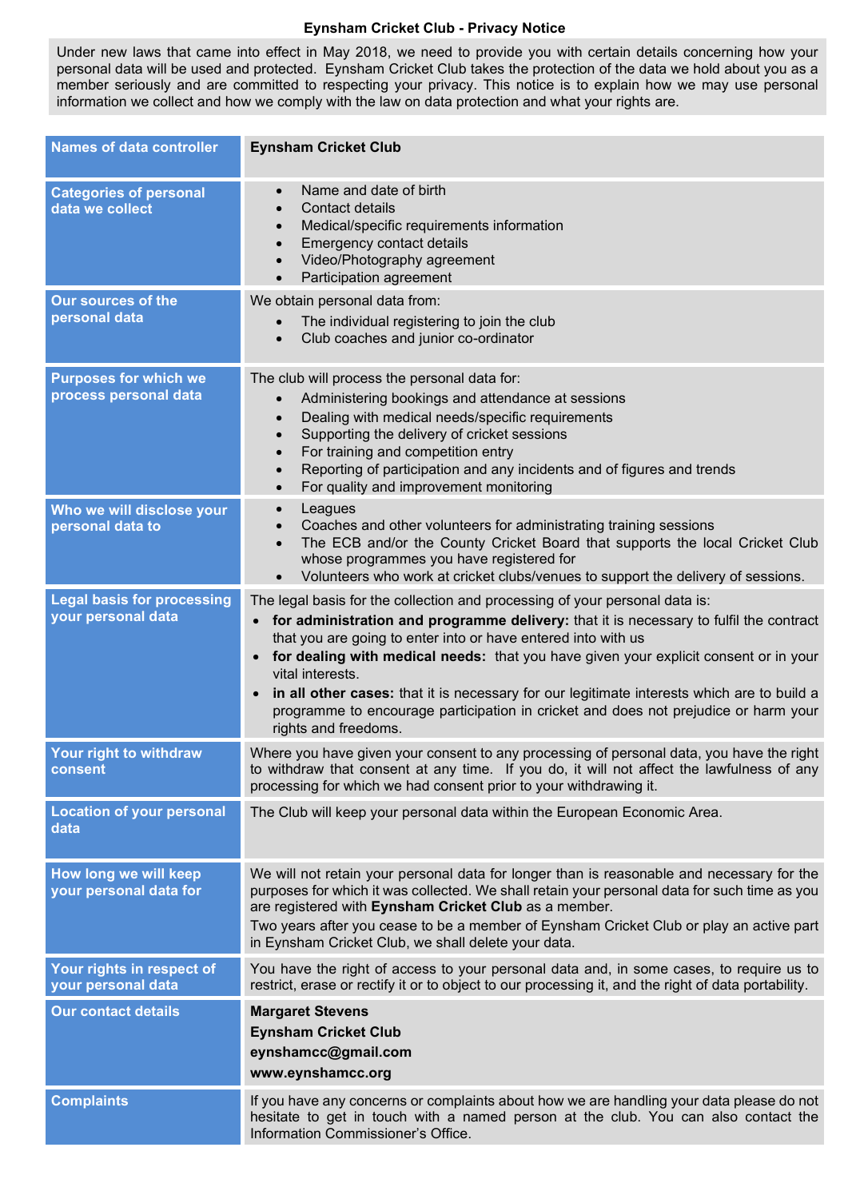# Eynsham Cricket Club - Privacy Notice

Under new laws that came into effect in May 2018, we need to provide you with certain details concerning how your personal data will be used and protected. Eynsham Cricket Club takes the protection of the data we hold about you as a member seriously and are committed to respecting your privacy. This notice is to explain how we may use personal information we collect and how we comply with the law on data protection and what your rights are.

| | |
|---|---|
| **Names of data controller** | **Eynsham Cricket Club** |
| **Categories of personal data we collect** | • Name and date of birth<br>• Contact details<br>• Medical/specific requirements information<br>• Emergency contact details<br>• Video/Photography agreement<br>• Participation agreement |
| **Our sources of the personal data** | We obtain personal data from:<br>• The individual registering to join the club<br>• Club coaches and junior co-ordinator |
| **Purposes for which we process personal data** | The club will process the personal data for:<br>• Administering bookings and attendance at sessions<br>• Dealing with medical needs/specific requirements<br>• Supporting the delivery of cricket sessions<br>• For training and competition entry<br>• Reporting of participation and any incidents and of figures and trends<br>• For quality and improvement monitoring |
| **Who we will disclose your personal data to** | • Leagues<br>• Coaches and other volunteers for administrating training sessions<br>• The ECB and/or the County Cricket Board that supports the local Cricket Club whose programmes you have registered for<br>• Volunteers who work at cricket clubs/venues to support the delivery of sessions. |
| **Legal basis for processing your personal data** | The legal basis for the collection and processing of your personal data is:<br>• **for administration and programme delivery:** that it is necessary to fulfil the contract that you are going to enter into or have entered into with us<br>• **for dealing with medical needs:** that you have given your explicit consent or in your vital interests.<br>• **in all other cases:** that it is necessary for our legitimate interests which are to build a programme to encourage participation in cricket and does not prejudice or harm your rights and freedoms. |
| **Your right to withdraw consent** | Where you have given your consent to any processing of personal data, you have the right to withdraw that consent at any time. If you do, it will not affect the lawfulness of any processing for which we had consent prior to your withdrawing it. |
| **Location of your personal data** | The Club will keep your personal data within the European Economic Area. |
| **How long we will keep your personal data for** | We will not retain your personal data for longer than is reasonable and necessary for the purposes for which it was collected. We shall retain your personal data for such time as you are registered with **Eynsham Cricket Club** as a member.<br>Two years after you cease to be a member of Eynsham Cricket Club or play an active part in Eynsham Cricket Club, we shall delete your data. |
| **Your rights in respect of your personal data** | You have the right of access to your personal data and, in some cases, to require us to restrict, erase or rectify it or to object to our processing it, and the right of data portability. |
| **Our contact details** | **Margaret Stevens**<br>**Eynsham Cricket Club**<br>**eynshamcc@gmail.com**<br>**www.eynshamcc.org** |
| **Complaints** | If you have any concerns or complaints about how we are handling your data please do not hesitate to get in touch with a named person at the club. You can also contact the Information Commissioner's Office. |